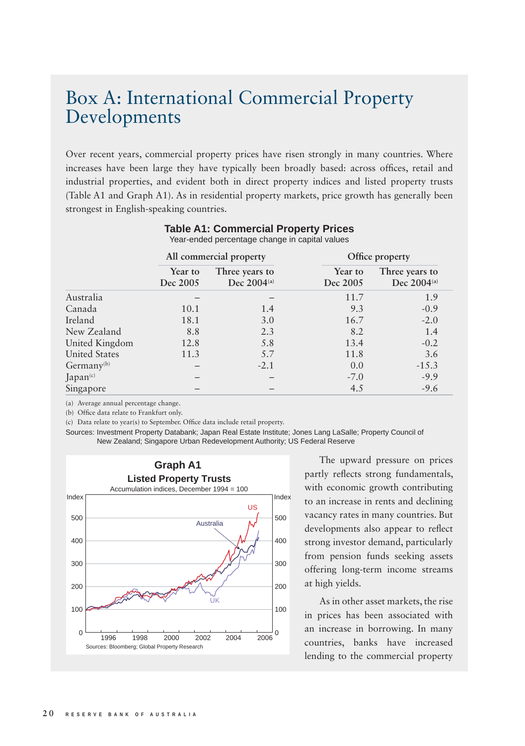# Box A: International Commercial Property Developments

Over recent years, commercial property prices have risen strongly in many countries. Where increases have been large they have typically been broadly based: across offices, retail and industrial properties, and evident both in direct property indices and listed property trusts (Table A1 and Graph A1). As in residential property markets, price growth has generally been strongest in English-speaking countries.

**Table A1: Commercial Property Prices**
Year-ended percentage change in capital values

| | All commercial property | | Office property | |
|---|---|---|---|---|
| | Year to Dec 2005 | Three years to Dec 2004[a] | Year to Dec 2005 | Three years to Dec 2004[a] |
| Australia | – | – | 11.7 | 1.9 |
| Canada | 10.1 | 1.4 | 9.3 | -0.9 |
| Ireland | 18.1 | 3.0 | 16.7 | -2.0 |
| New Zealand | 8.8 | 2.3 | 8.2 | 1.4 |
| United Kingdom | 12.8 | 5.8 | 13.4 | -0.2 |
| United States | 11.3 | 5.7 | 11.8 | 3.6 |
| Germany[b] | – | -2.1 | 0.0 | -15.3 |
| Japan[c] | – | – | -7.0 | -9.9 |
| Singapore | – | – | 4.5 | -9.6 |

(a) Average annual percentage change.
(b) Office data relate to Frankfurt only.
(c) Data relate to year(s) to September. Office data include retail property.

Sources: Investment Property Databank; Japan Real Estate Institute; Jones Lang LaSalle; Property Council of New Zealand; Singapore Urban Redevelopment Authority; US Federal Reserve

**Graph A1**
**Listed Property Trusts**
Accumulation indices, December 1994 = 100

Sources: Bloomberg; Global Property Research

The upward pressure on prices partly reflects strong fundamentals, with economic growth contributing to an increase in rents and declining vacancy rates in many countries. But developments also appear to reflect strong investor demand, particularly from pension funds seeking assets offering long-term income streams at high yields.

As in other asset markets, the rise in prices has been associated with an increase in borrowing. In many countries, banks have increased lending to the commercial property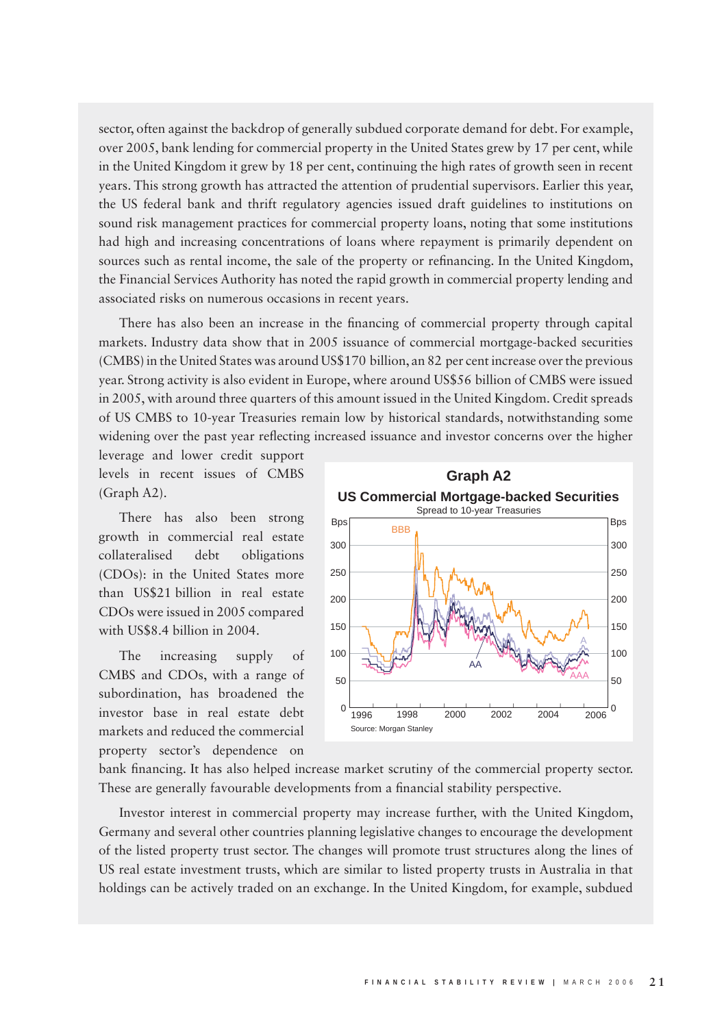sector, often against the backdrop of generally subdued corporate demand for debt. For example, over 2005, bank lending for commercial property in the United States grew by 17 per cent, while in the United Kingdom it grew by 18 per cent, continuing the high rates of growth seen in recent years. This strong growth has attracted the attention of prudential supervisors. Earlier this year, the US federal bank and thrift regulatory agencies issued draft guidelines to institutions on sound risk management practices for commercial property loans, noting that some institutions had high and increasing concentrations of loans where repayment is primarily dependent on sources such as rental income, the sale of the property or refinancing. In the United Kingdom, the Financial Services Authority has noted the rapid growth in commercial property lending and associated risks on numerous occasions in recent years.

There has also been an increase in the financing of commercial property through capital markets. Industry data show that in 2005 issuance of commercial mortgage-backed securities (CMBS) in the United States was around US$170 billion, an 82 per cent increase over the previous year. Strong activity is also evident in Europe, where around US$56 billion of CMBS were issued in 2005, with around three quarters of this amount issued in the United Kingdom. Credit spreads of US CMBS to 10-year Treasuries remain low by historical standards, notwithstanding some widening over the past year reflecting increased issuance and investor concerns over the higher leverage and lower credit support levels in recent issues of CMBS (Graph A2).

**Graph A2**
**US Commercial Mortgage-backed Securities**
Spread to 10-year Treasuries

Source: Morgan Stanley

There has also been strong growth in commercial real estate collateralised debt obligations (CDOs): in the United States more than US$21 billion in real estate CDOs were issued in 2005 compared with US$8.4 billion in 2004.

The increasing supply of CMBS and CDOs, with a range of subordination, has broadened the investor base in real estate debt markets and reduced the commercial property sector's dependence on bank financing. It has also helped increase market scrutiny of the commercial property sector. These are generally favourable developments from a financial stability perspective.

Investor interest in commercial property may increase further, with the United Kingdom, Germany and several other countries planning legislative changes to encourage the development of the listed property trust sector. The changes will promote trust structures along the lines of US real estate investment trusts, which are similar to listed property trusts in Australia in that holdings can be actively traded on an exchange. In the United Kingdom, for example, subdued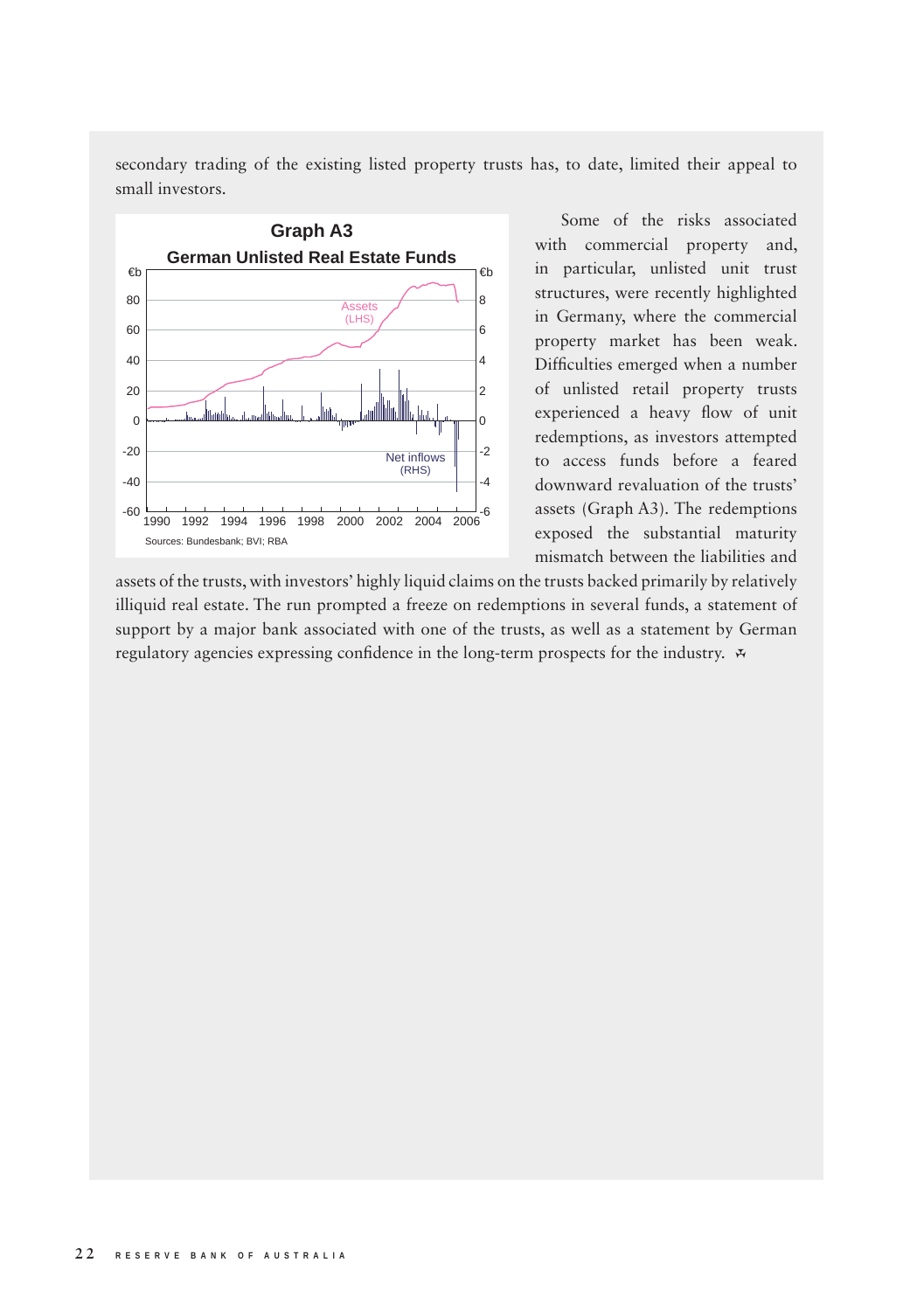secondary trading of the existing listed property trusts has, to date, limited their appeal to small investors.

**Graph A3**
**German Unlisted Real Estate Funds**

€b
80
60
40
20
0
-20
-40
-60

€b
8
6
4
2
0
-2
-4
-6

Assets (LHS)

Net inflows (RHS)

1990 1992 1994 1996 1998 2000 2002 2004 2006

Sources: Bundesbank; BVI; RBA

Some of the risks associated with commercial property and, in particular, unlisted unit trust structures, were recently highlighted in Germany, where the commercial property market has been weak. Difficulties emerged when a number of unlisted retail property trusts experienced a heavy flow of unit redemptions, as investors attempted to access funds before a feared downward revaluation of the trusts' assets (Graph A3). The redemptions exposed the substantial maturity mismatch between the liabilities and assets of the trusts, with investors' highly liquid claims on the trusts backed primarily by relatively illiquid real estate. The run prompted a freeze on redemptions in several funds, a statement of support by a major bank associated with one of the trusts, as well as a statement by German regulatory agencies expressing confidence in the long-term prospects for the industry.